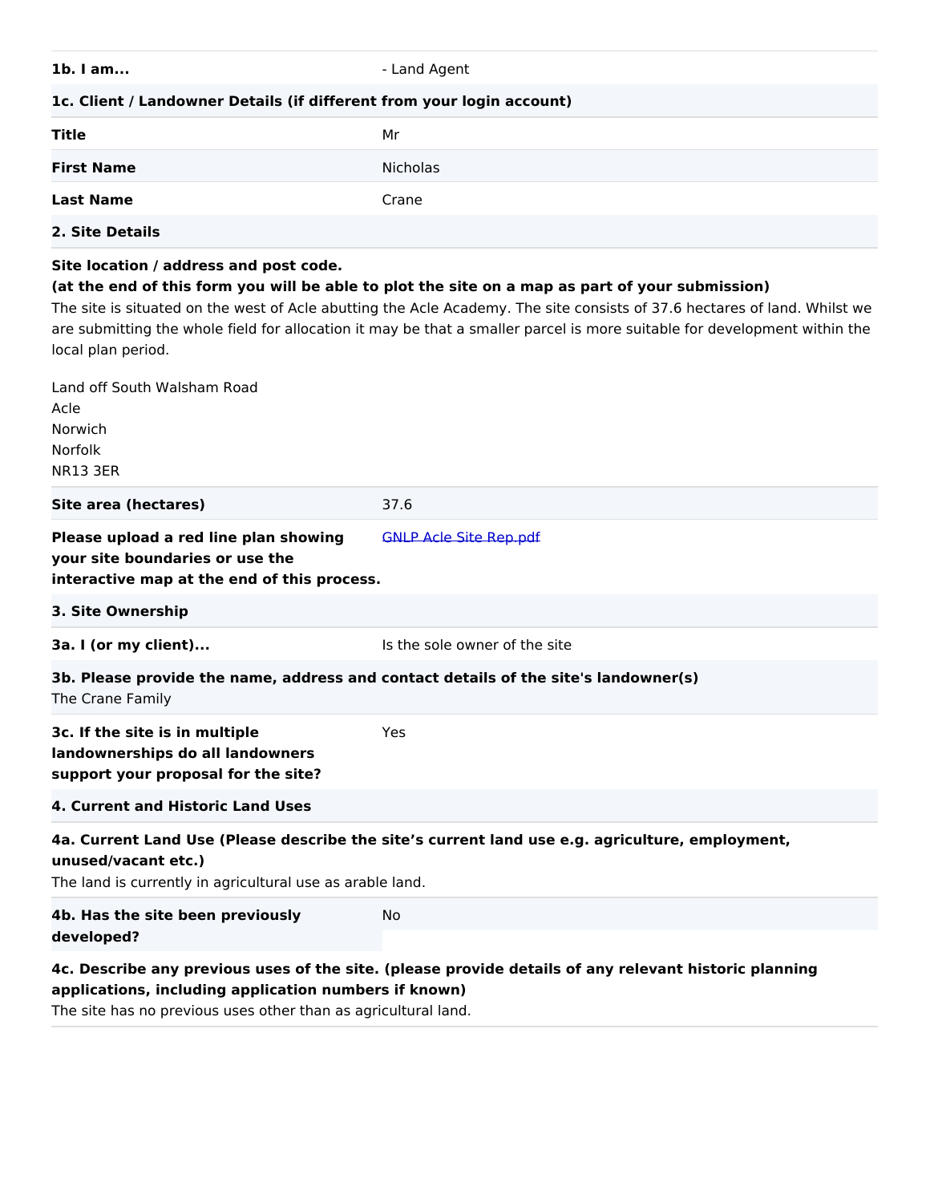| | |
|---|---|
| **1b. I am...** | - Land Agent |

**1c. Client / Landowner Details (if different from your login account)**

| | |
|---|---|
| **Title** | Mr |
| **First Name** | Nicholas |
| **Last Name** | Crane |

**2. Site Details**

**Site location / address and post code.**
**(at the end of this form you will be able to plot the site on a map as part of your submission)**
The site is situated on the west of Acle abutting the Acle Academy. The site consists of 37.6 hectares of land. Whilst we are submitting the whole field for allocation it may be that a smaller parcel is more suitable for development within the local plan period.

Land off South Walsham Road
Acle
Norwich
Norfolk
NR13 3ER

| | |
|---|---|
| **Site area (hectares)** | 37.6 |
| **Please upload a red line plan showing your site boundaries or use the interactive map at the end of this process.** | GNLP Acle Site Rep.pdf |

**3. Site Ownership**

| | |
|---|---|
| **3a. I (or my client)...** | Is the sole owner of the site |

**3b. Please provide the name, address and contact details of the site's landowner(s)**
The Crane Family

| | |
|---|---|
| **3c. If the site is in multiple landownerships do all landowners support your proposal for the site?** | Yes |

**4. Current and Historic Land Uses**

**4a. Current Land Use (Please describe the site's current land use e.g. agriculture, employment, unused/vacant etc.)**
The land is currently in agricultural use as arable land.

| | |
|---|---|
| **4b. Has the site been previously developed?** | No |

**4c. Describe any previous uses of the site. (please provide details of any relevant historic planning applications, including application numbers if known)**
The site has no previous uses other than as agricultural land.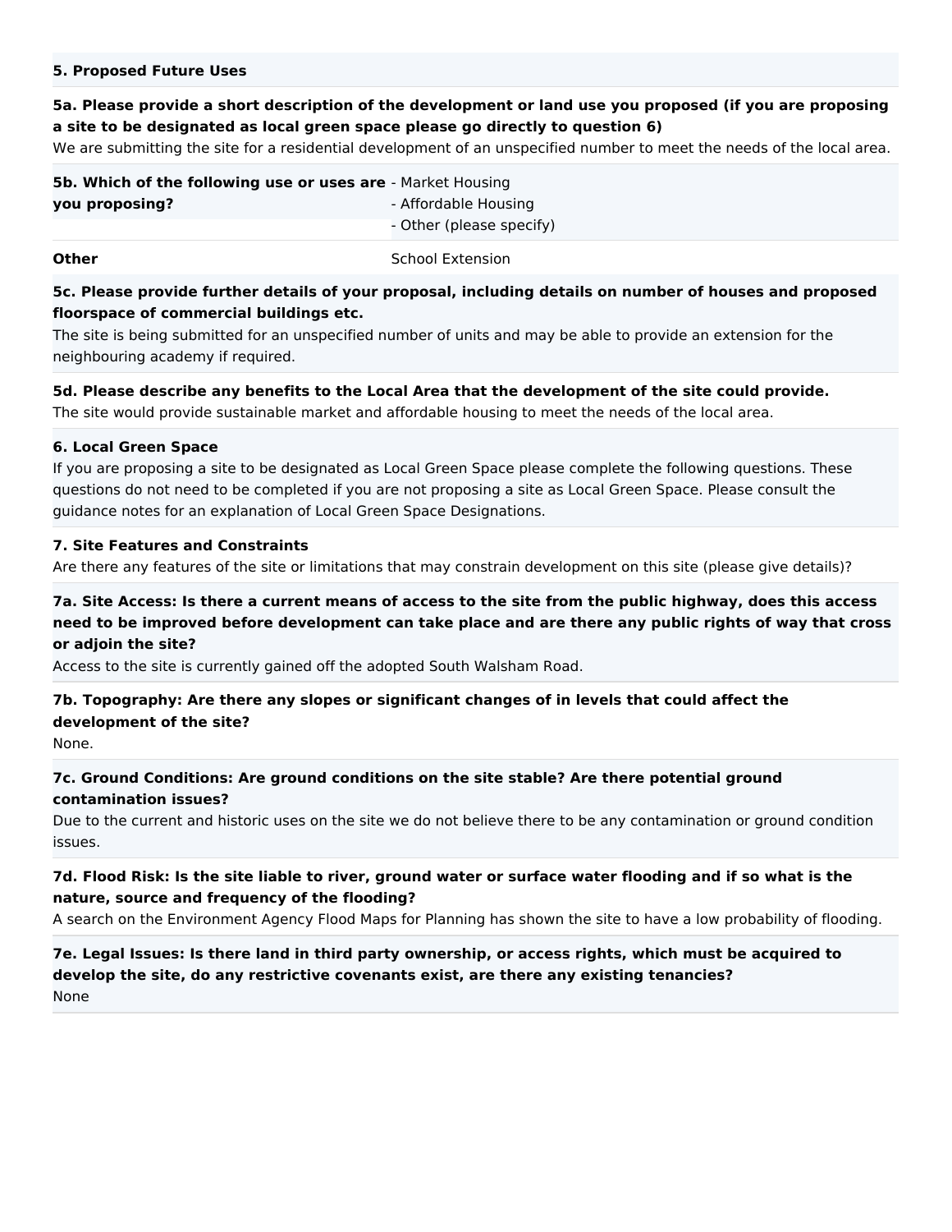**5. Proposed Future Uses**

**5a. Please provide a short description of the development or land use you proposed (if you are proposing a site to be designated as local green space please go directly to question 6)**

We are submitting the site for a residential development of an unspecified number to meet the needs of the local area.

| **5b. Which of the following use or uses are you proposing?** | - Market Housing<br>- Affordable Housing<br>- Other (please specify) |
| --- | --- |
| **Other** | School Extension |

**5c. Please provide further details of your proposal, including details on number of houses and proposed floorspace of commercial buildings etc.**

The site is being submitted for an unspecified number of units and may be able to provide an extension for the neighbouring academy if required.

**5d. Please describe any benefits to the Local Area that the development of the site could provide.**

The site would provide sustainable market and affordable housing to meet the needs of the local area.

**6. Local Green Space**

If you are proposing a site to be designated as Local Green Space please complete the following questions. These questions do not need to be completed if you are not proposing a site as Local Green Space. Please consult the guidance notes for an explanation of Local Green Space Designations.

**7. Site Features and Constraints**

Are there any features of the site or limitations that may constrain development on this site (please give details)?

**7a. Site Access: Is there a current means of access to the site from the public highway, does this access need to be improved before development can take place and are there any public rights of way that cross or adjoin the site?**

Access to the site is currently gained off the adopted South Walsham Road.

**7b. Topography: Are there any slopes or significant changes of in levels that could affect the development of the site?**

None.

**7c. Ground Conditions: Are ground conditions on the site stable? Are there potential ground contamination issues?**

Due to the current and historic uses on the site we do not believe there to be any contamination or ground condition issues.

**7d. Flood Risk: Is the site liable to river, ground water or surface water flooding and if so what is the nature, source and frequency of the flooding?**

A search on the Environment Agency Flood Maps for Planning has shown the site to have a low probability of flooding.

**7e. Legal Issues: Is there land in third party ownership, or access rights, which must be acquired to develop the site, do any restrictive covenants exist, are there any existing tenancies?**

None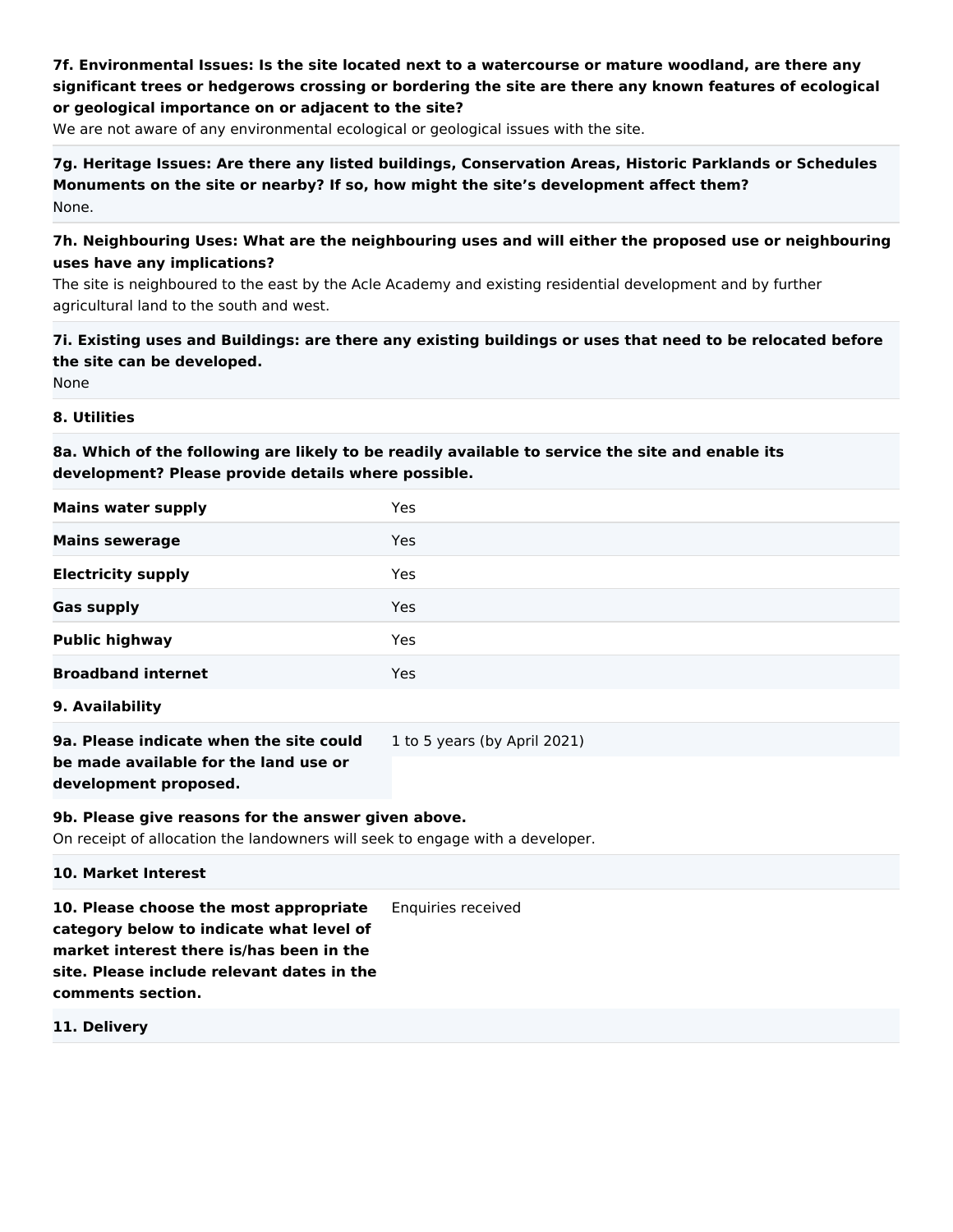**7f. Environmental Issues: Is the site located next to a watercourse or mature woodland, are there any significant trees or hedgerows crossing or bordering the site are there any known features of ecological or geological importance on or adjacent to the site?**

We are not aware of any environmental ecological or geological issues with the site.

**7g. Heritage Issues: Are there any listed buildings, Conservation Areas, Historic Parklands or Schedules Monuments on the site or nearby? If so, how might the site's development affect them?**

None.

**7h. Neighbouring Uses: What are the neighbouring uses and will either the proposed use or neighbouring uses have any implications?**

The site is neighboured to the east by the Acle Academy and existing residential development and by further agricultural land to the south and west.

**7i. Existing uses and Buildings: are there any existing buildings or uses that need to be relocated before the site can be developed.**

None

**8. Utilities**

**8a. Which of the following are likely to be readily available to service the site and enable its development? Please provide details where possible.**

| | |
|---|---|
| **Mains water supply** | Yes |
| **Mains sewerage** | Yes |
| **Electricity supply** | Yes |
| **Gas supply** | Yes |
| **Public highway** | Yes |
| **Broadband internet** | Yes |

**9. Availability**

| | |
|---|---|
| **9a. Please indicate when the site could be made available for the land use or development proposed.** | 1 to 5 years (by April 2021) |

**9b. Please give reasons for the answer given above.**

On receipt of allocation the landowners will seek to engage with a developer.

**10. Market Interest**

| | |
|---|---|
| **10. Please choose the most appropriate category below to indicate what level of market interest there is/has been in the site. Please include relevant dates in the comments section.** | Enquiries received |

**11. Delivery**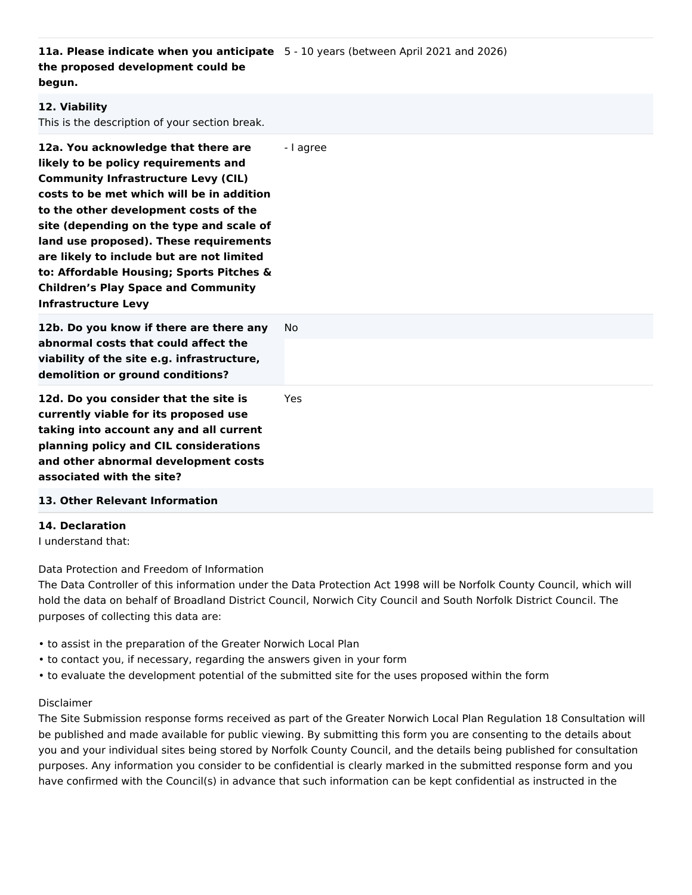| | |
|---|---|
| **11a. Please indicate when you anticipate the proposed development could be begun.** | 5 - 10 years (between April 2021 and 2026) |

**12. Viability**
This is the description of your section break.

| | |
|---|---|
| **12a. You acknowledge that there are likely to be policy requirements and Community Infrastructure Levy (CIL) costs to be met which will be in addition to the other development costs of the site (depending on the type and scale of land use proposed). These requirements are likely to include but are not limited to: Affordable Housing; Sports Pitches & Children's Play Space and Community Infrastructure Levy** | - I agree |
| **12b. Do you know if there are there any abnormal costs that could affect the viability of the site e.g. infrastructure, demolition or ground conditions?** | No |
| **12d. Do you consider that the site is currently viable for its proposed use taking into account any and all current planning policy and CIL considerations and other abnormal development costs associated with the site?** | Yes |

**13. Other Relevant Information**

**14. Declaration**
I understand that:

Data Protection and Freedom of Information
The Data Controller of this information under the Data Protection Act 1998 will be Norfolk County Council, which will hold the data on behalf of Broadland District Council, Norwich City Council and South Norfolk District Council. The purposes of collecting this data are:

- to assist in the preparation of the Greater Norwich Local Plan
- to contact you, if necessary, regarding the answers given in your form
- to evaluate the development potential of the submitted site for the uses proposed within the form

Disclaimer
The Site Submission response forms received as part of the Greater Norwich Local Plan Regulation 18 Consultation will be published and made available for public viewing. By submitting this form you are consenting to the details about you and your individual sites being stored by Norfolk County Council, and the details being published for consultation purposes. Any information you consider to be confidential is clearly marked in the submitted response form and you have confirmed with the Council(s) in advance that such information can be kept confidential as instructed in the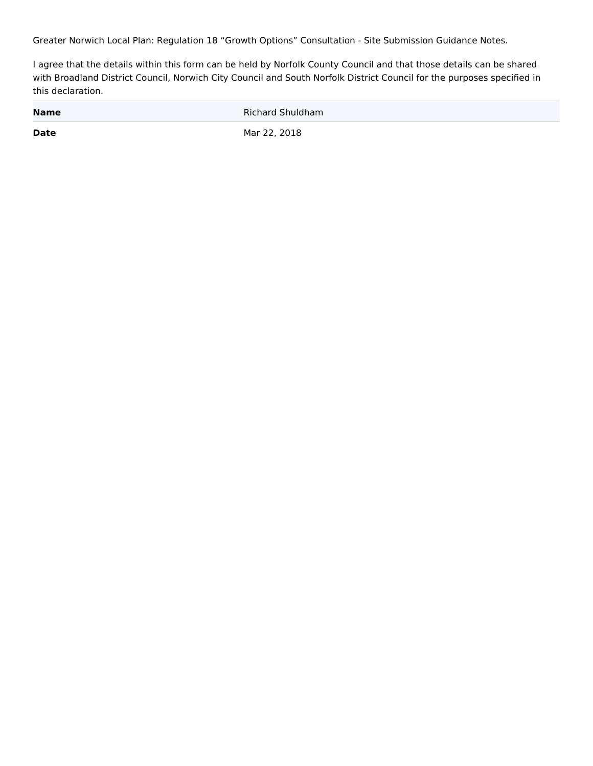Greater Norwich Local Plan: Regulation 18 “Growth Options” Consultation - Site Submission Guidance Notes.

I agree that the details within this form can be held by Norfolk County Council and that those details can be shared with Broadland District Council, Norwich City Council and South Norfolk District Council for the purposes specified in this declaration.

| | |
|---|---|
| **Name** | Richard Shuldham |
| **Date** | Mar 22, 2018 |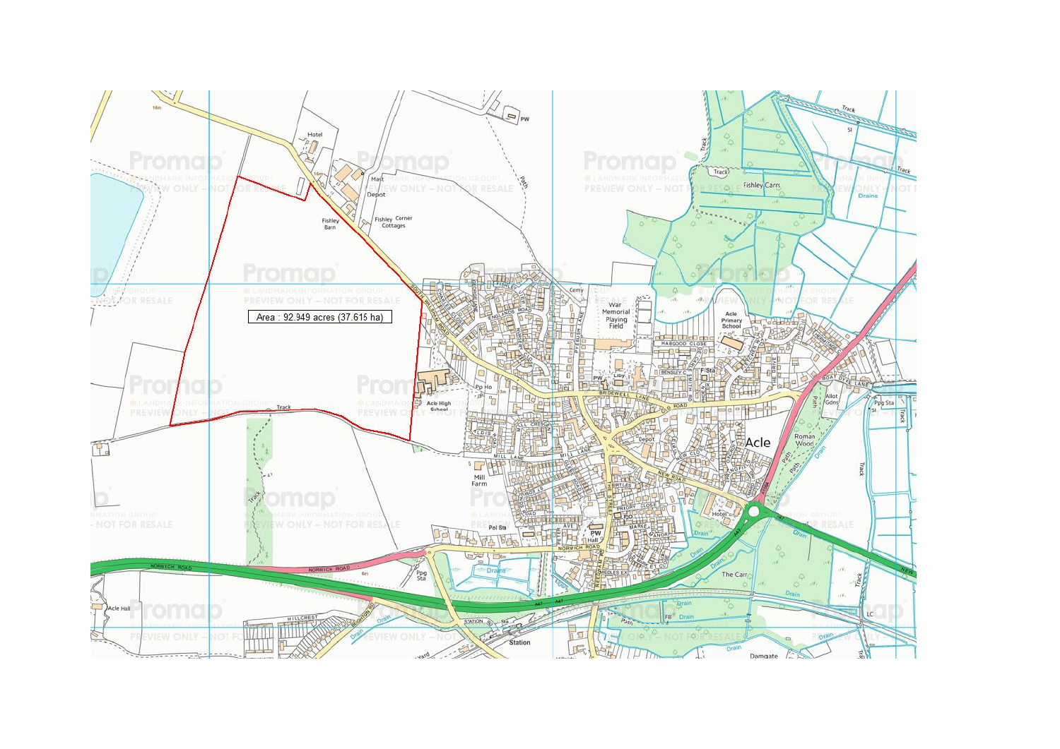Area : 92.949 acres (37.615 ha)